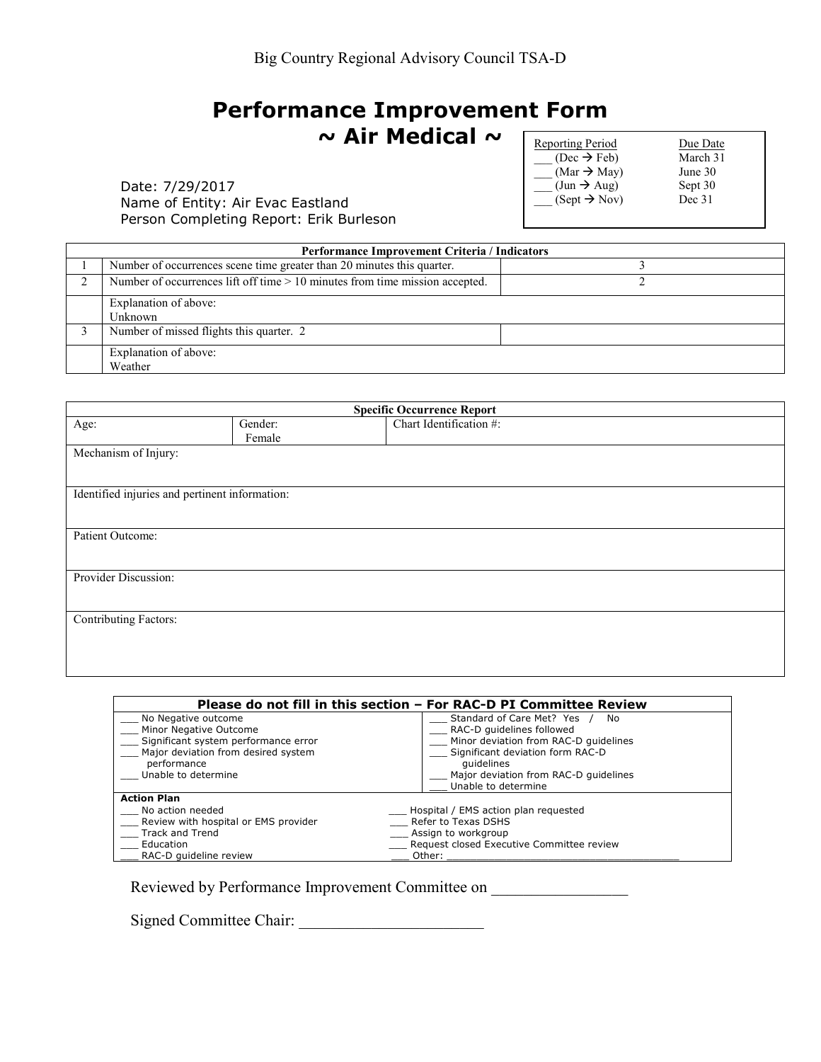Big Country Regional Advisory Council TSA-D

# Performance Improvement Form
## ~ Air Medical ~

| Reporting Period | Due Date |
|---|---|
| ___ (Dec → Feb) | March 31 |
| ___ (Mar → May) | June 30 |
| ___ (Jun → Aug) | Sept 30 |
| ___ (Sept → Nov) | Dec 31 |

Date: 7/29/2017
Name of Entity: Air Evac Eastland
Person Completing Report: Erik Burleson

| | Performance Improvement Criteria / Indicators | |
|---|---|---|
| 1 | Number of occurrences scene time greater than 20 minutes this quarter. | 3 |
| 2 | Number of occurrences lift off time > 10 minutes from time mission accepted. | 2 |
| | Explanation of above: Unknown | |
| 3 | Number of missed flights this quarter. 2 | |
| | Explanation of above: Weather | |

| Specific Occurrence Report | | |
|---|---|---|
| Age: | Gender: Female | Chart Identification #: |
| Mechanism of Injury: | | |
| Identified injuries and pertinent information: | | |
| Patient Outcome: | | |
| Provider Discussion: | | |
| Contributing Factors: | | |

**Please do not fill in this section – For RAC-D PI Committee Review**

| | |
|---|---|
| ___ No Negative outcome | ___ Standard of Care Met? Yes / No |
| ___ Minor Negative Outcome | ___ RAC-D guidelines followed |
| ___ Significant system performance error | ___ Minor deviation from RAC-D guidelines |
| ___ Major deviation from desired system performance | ___ Significant deviation form RAC-D guidelines |
| ___ Unable to determine | ___ Major deviation from RAC-D guidelines |
| | ___ Unable to determine |

**Action Plan**

| | |
|---|---|
| ___ No action needed | ___ Hospital / EMS action plan requested |
| ___ Review with hospital or EMS provider | ___ Refer to Texas DSHS |
| ___ Track and Trend | ___ Assign to workgroup |
| ___ Education | ___ Request closed Executive Committee review |
| ___ RAC-D guideline review | ___ Other: ______________________________ |

Reviewed by Performance Improvement Committee on ________________

Signed Committee Chair: ______________________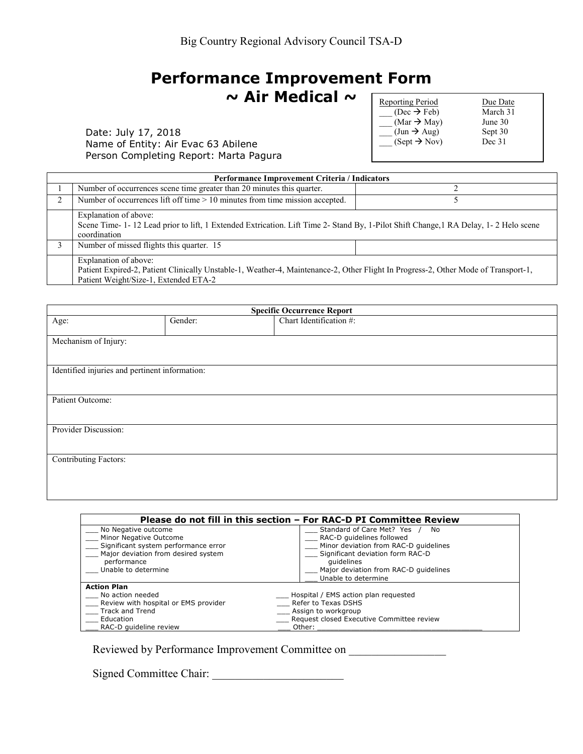Big Country Regional Advisory Council TSA-D

# Performance Improvement Form
## ~ Air Medical ~

| Reporting Period | Due Date |
|---|---|
| ___ (Dec → Feb) | March 31 |
| ___ (Mar → May) | June 30 |
| ___ (Jun → Aug) | Sept 30 |
| ___ (Sept → Nov) | Dec 31 |

Date: July 17, 2018
Name of Entity: Air Evac 63 Abilene
Person Completing Report: Marta Pagura

| Performance Improvement Criteria / Indicators | | |
|---|---|---|
| 1 | Number of occurrences scene time greater than 20 minutes this quarter. | 2 |
| 2 | Number of occurrences lift off time > 10 minutes from time mission accepted. | 5 |
| | Explanation of above:<br>Scene Time- 1- 12 Lead prior to lift, 1 Extended Extrication. Lift Time 2- Stand By, 1-Pilot Shift Change,1 RA Delay, 1- 2 Helo scene coordination | |
| 3 | Number of missed flights this quarter. 15 | |
| | Explanation of above:<br>Patient Expired-2, Patient Clinically Unstable-1, Weather-4, Maintenance-2, Other Flight In Progress-2, Other Mode of Transport-1, Patient Weight/Size-1, Extended ETA-2 | |

| Specific Occurrence Report | | |
|---|---|---|
| Age: | Gender: | Chart Identification #: |
| Mechanism of Injury: | | |
| Identified injuries and pertinent information: | | |
| Patient Outcome: | | |
| Provider Discussion: | | |
| Contributing Factors: | | |

| Please do not fill in this section – For RAC-D PI Committee Review | |
|---|---|
| ___ No Negative outcome<br>___ Minor Negative Outcome<br>___ Significant system performance error<br>___ Major deviation from desired system performance<br>___ Unable to determine | ___ Standard of Care Met? Yes / No<br>___ RAC-D guidelines followed<br>___ Minor deviation from RAC-D guidelines<br>___ Significant deviation form RAC-D guidelines<br>___ Major deviation from RAC-D guidelines<br>___ Unable to determine |
| **Action Plan**<br>___ No action needed<br>___ Review with hospital or EMS provider<br>___ Track and Trend<br>___ Education<br>___ RAC-D guideline review | ___ Hospital / EMS action plan requested<br>___ Refer to Texas DSHS<br>___ Assign to workgroup<br>___ Request closed Executive Committee review<br>___ Other: ______________________________________ |

Reviewed by Performance Improvement Committee on ________________

Signed Committee Chair: ______________________